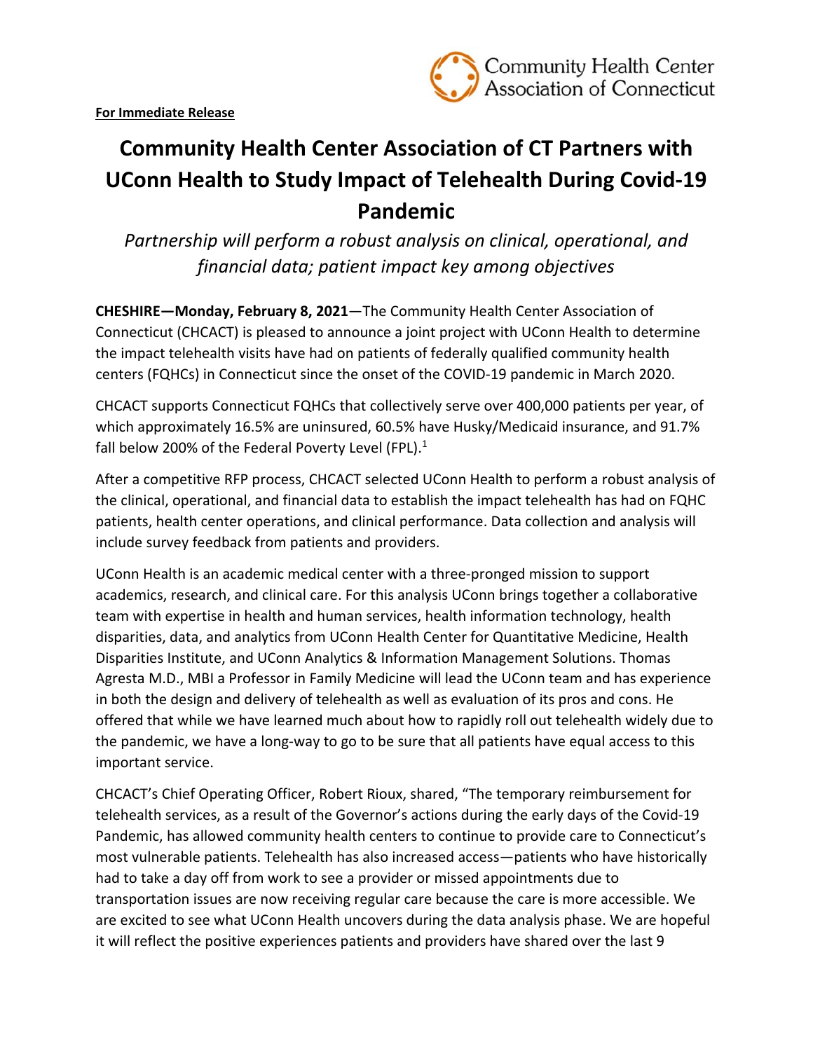Community Health Center Association of Connecticut

**For Immediate Release**

# Community Health Center Association of CT Partners with UConn Health to Study Impact of Telehealth During Covid-19 Pandemic

*Partnership will perform a robust analysis on clinical, operational, and financial data; patient impact key among objectives*

**CHESHIRE—Monday, February 8, 2021**—The Community Health Center Association of Connecticut (CHCACT) is pleased to announce a joint project with UConn Health to determine the impact telehealth visits have had on patients of federally qualified community health centers (FQHCs) in Connecticut since the onset of the COVID-19 pandemic in March 2020.

CHCACT supports Connecticut FQHCs that collectively serve over 400,000 patients per year, of which approximately 16.5% are uninsured, 60.5% have Husky/Medicaid insurance, and 91.7% fall below 200% of the Federal Poverty Level (FPL).[1]

After a competitive RFP process, CHCACT selected UConn Health to perform a robust analysis of the clinical, operational, and financial data to establish the impact telehealth has had on FQHC patients, health center operations, and clinical performance. Data collection and analysis will include survey feedback from patients and providers.

UConn Health is an academic medical center with a three-pronged mission to support academics, research, and clinical care. For this analysis UConn brings together a collaborative team with expertise in health and human services, health information technology, health disparities, data, and analytics from UConn Health Center for Quantitative Medicine, Health Disparities Institute, and UConn Analytics & Information Management Solutions. Thomas Agresta M.D., MBI a Professor in Family Medicine will lead the UConn team and has experience in both the design and delivery of telehealth as well as evaluation of its pros and cons. He offered that while we have learned much about how to rapidly roll out telehealth widely due to the pandemic, we have a long-way to go to be sure that all patients have equal access to this important service.

CHCACT's Chief Operating Officer, Robert Rioux, shared, "The temporary reimbursement for telehealth services, as a result of the Governor's actions during the early days of the Covid-19 Pandemic, has allowed community health centers to continue to provide care to Connecticut's most vulnerable patients. Telehealth has also increased access—patients who have historically had to take a day off from work to see a provider or missed appointments due to transportation issues are now receiving regular care because the care is more accessible. We are excited to see what UConn Health uncovers during the data analysis phase. We are hopeful it will reflect the positive experiences patients and providers have shared over the last 9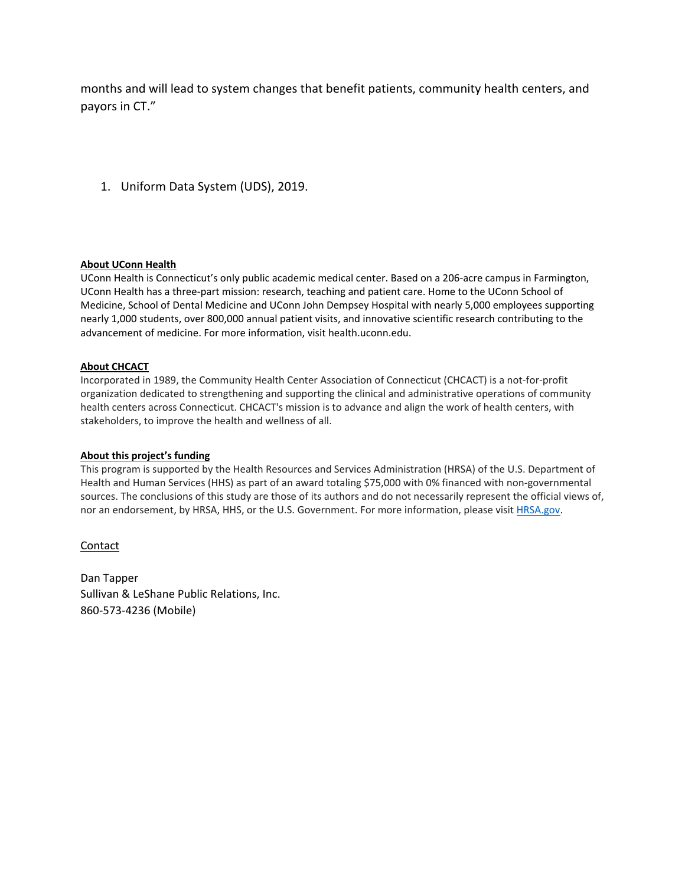months and will lead to system changes that benefit patients, community health centers, and payors in CT."

1. Uniform Data System (UDS), 2019.

**<u>About UConn Health</u>**

UConn Health is Connecticut's only public academic medical center. Based on a 206-acre campus in Farmington, UConn Health has a three-part mission: research, teaching and patient care. Home to the UConn School of Medicine, School of Dental Medicine and UConn John Dempsey Hospital with nearly 5,000 employees supporting nearly 1,000 students, over 800,000 annual patient visits, and innovative scientific research contributing to the advancement of medicine. For more information, visit health.uconn.edu.

**<u>About CHCACT</u>**

Incorporated in 1989, the Community Health Center Association of Connecticut (CHCACT) is a not-for-profit organization dedicated to strengthening and supporting the clinical and administrative operations of community health centers across Connecticut. CHCACT's mission is to advance and align the work of health centers, with stakeholders, to improve the health and wellness of all.

**<u>About this project's funding</u>**

This program is supported by the Health Resources and Services Administration (HRSA) of the U.S. Department of Health and Human Services (HHS) as part of an award totaling $75,000 with 0% financed with non-governmental sources. The conclusions of this study are those of its authors and do not necessarily represent the official views of, nor an endorsement, by HRSA, HHS, or the U.S. Government. For more information, please visit [HRSA.gov](HRSA.gov).

<u>Contact</u>

Dan Tapper
Sullivan & LeShane Public Relations, Inc.
860-573-4236 (Mobile)